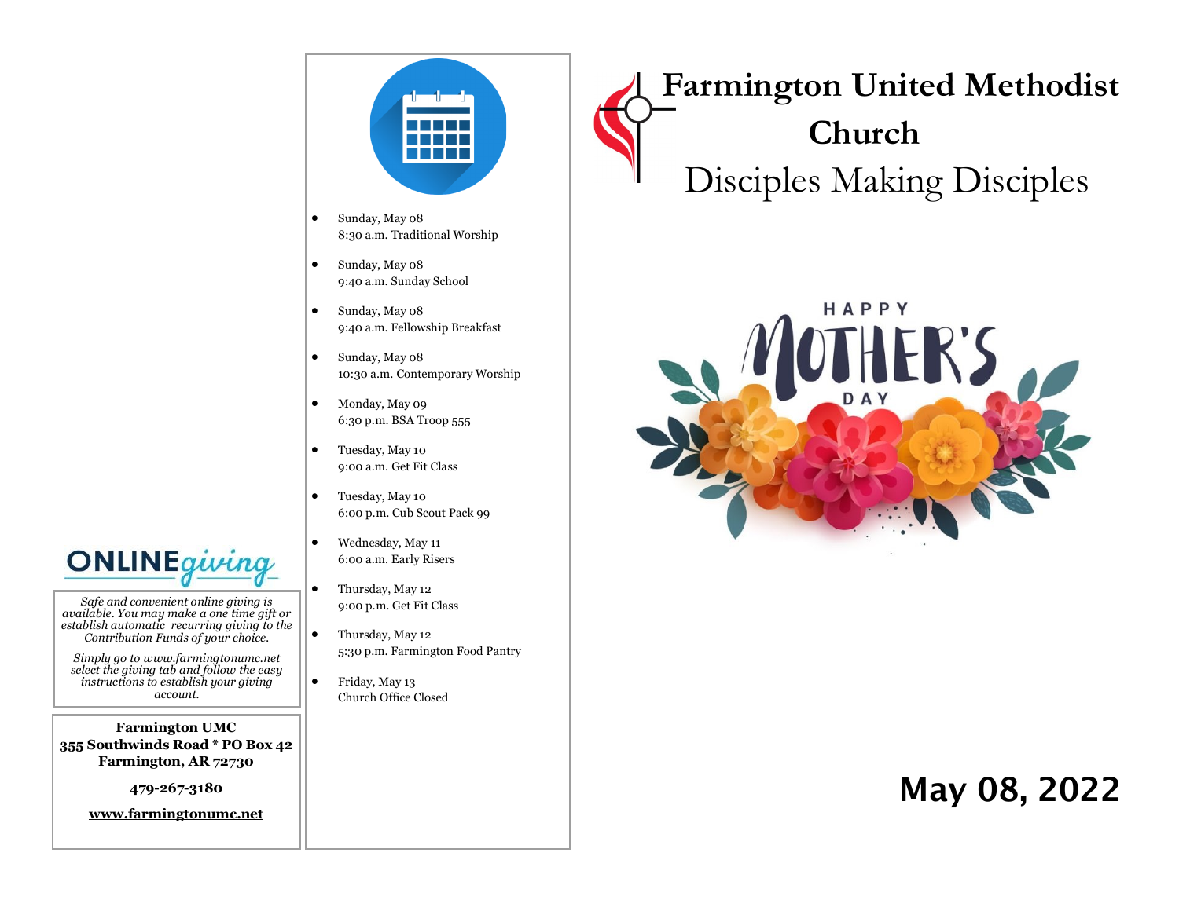# Farmington United Methodist Church

## Disciples Making Disciples

HAPPY MOTHER'S DAY

**May 08, 2022**

- Sunday, May 08
  8:30 a.m. Traditional Worship
- Sunday, May 08
  9:40 a.m. Sunday School
- Sunday, May 08
  9:40 a.m. Fellowship Breakfast
- Sunday, May 08
  10:30 a.m. Contemporary Worship
- Monday, May 09
  6:30 p.m. BSA Troop 555
- Tuesday, May 10
  9:00 a.m. Get Fit Class
- Tuesday, May 10
  6:00 p.m. Cub Scout Pack 99
- Wednesday, May 11
  6:00 a.m. Early Risers
- Thursday, May 12
  9:00 p.m. Get Fit Class
- Thursday, May 12
  5:30 p.m. Farmington Food Pantry
- Friday, May 13
  Church Office Closed

**ONLINE giving**

*Safe and convenient online giving is available. You may make a one time gift or establish automatic recurring giving to the Contribution Funds of your choice.*

*Simply go to www.farmingtonumc.net select the giving tab and follow the easy instructions to establish your giving account.*

**Farmington UMC**
**355 Southwinds Road * PO Box 42**
**Farmington, AR 72730**

**479-267-3180**

**www.farmingtonumc.net**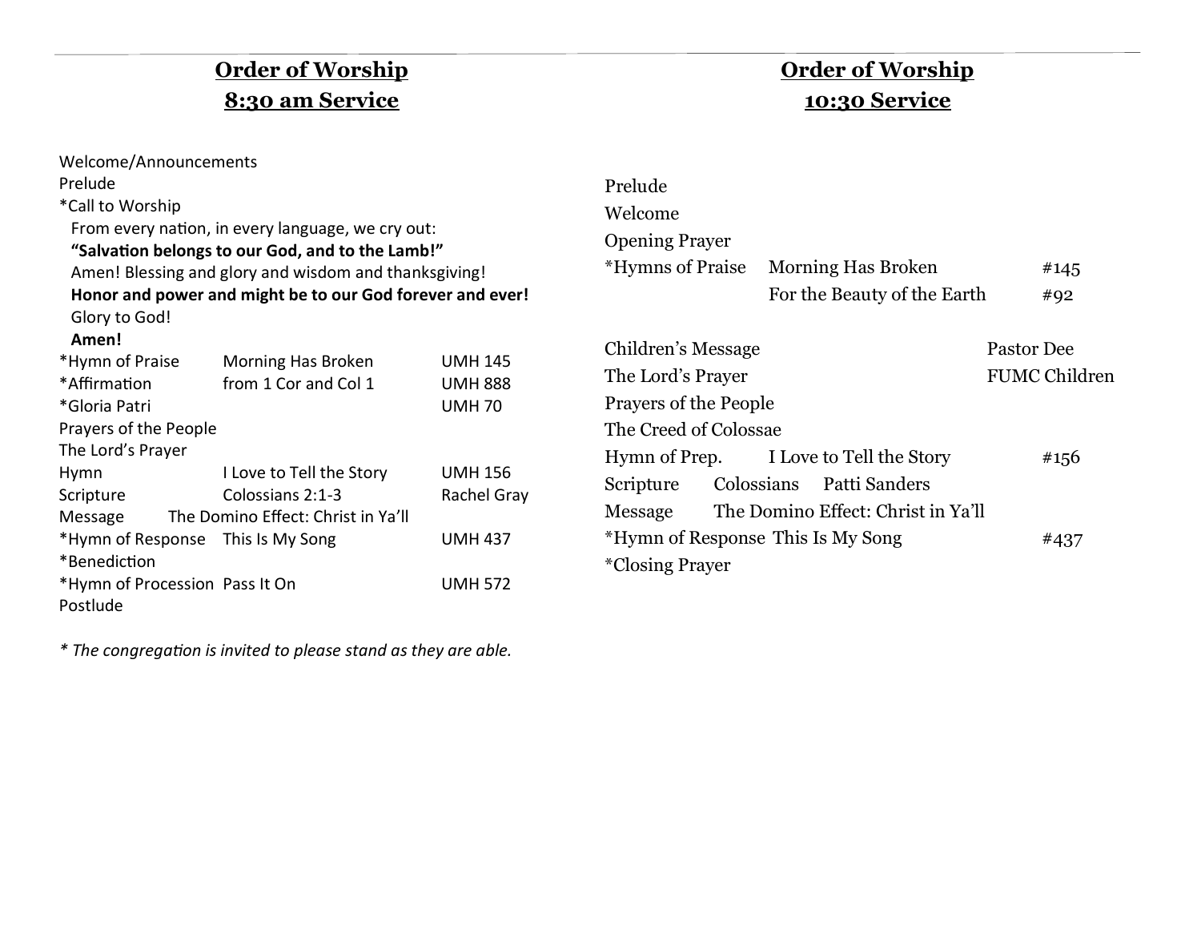## Order of Worship
## 8:30 am Service

Welcome/Announcements
Prelude
*Call to Worship
From every nation, in every language, we cry out:
**"Salvation belongs to our God, and to the Lamb!"**
Amen! Blessing and glory and wisdom and thanksgiving!
**Honor and power and might be to our God forever and ever!**
Glory to God!
**Amen!**

| | | |
|---|---|---|
| *Hymn of Praise | Morning Has Broken | UMH 145 |
| *Affirmation | from 1 Cor and Col 1 | UMH 888 |
| *Gloria Patri | | UMH 70 |
| Prayers of the People | | |
| The Lord's Prayer | | |
| Hymn | I Love to Tell the Story | UMH 156 |
| Scripture | Colossians 2:1-3 | Rachel Gray |
| Message | The Domino Effect: Christ in Ya'll | |
| *Hymn of Response | This Is My Song | UMH 437 |
| *Benediction | | |
| *Hymn of Procession | Pass It On | UMH 572 |
| Postlude | | |

*\* The congregation is invited to please stand as they are able.*

## Order of Worship
## 10:30 Service

| | | |
|---|---|---|
| Prelude | | |
| Welcome | | |
| Opening Prayer | | |
| *Hymns of Praise | Morning Has Broken | #145 |
| | For the Beauty of the Earth | #92 |
| Children's Message | | Pastor Dee |
| The Lord's Prayer | | FUMC Children |
| Prayers of the People | | |
| The Creed of Colossae | | |
| Hymn of Prep. | I Love to Tell the Story | #156 |
| Scripture | Colossians | Patti Sanders |
| Message | The Domino Effect: Christ in Ya'll | |
| *Hymn of Response | This Is My Song | #437 |
| *Closing Prayer | | |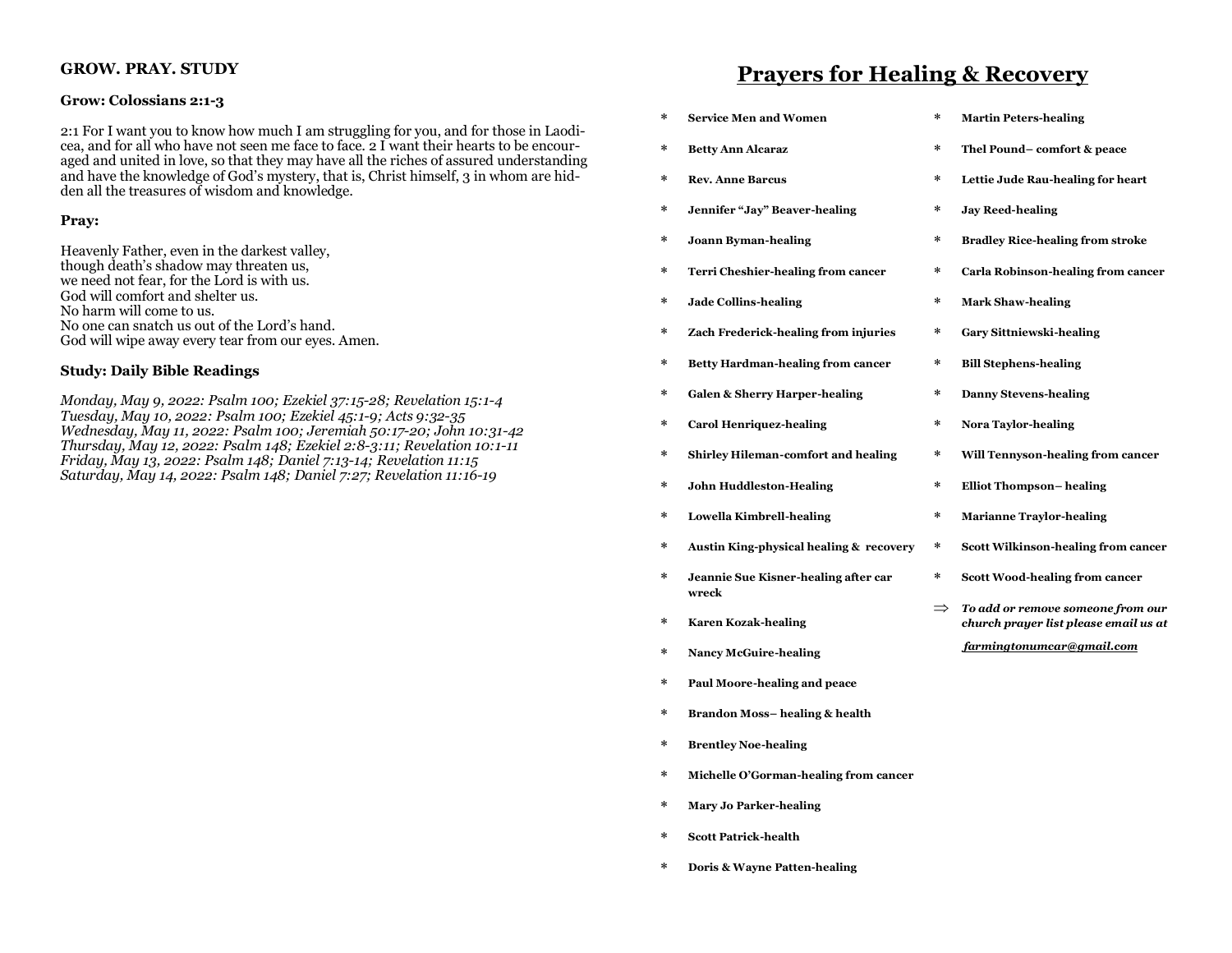**GROW. PRAY. STUDY**

**Grow: Colossians 2:1-3**

2:1 For I want you to know how much I am struggling for you, and for those in Laodicea, and for all who have not seen me face to face. 2 I want their hearts to be encouraged and united in love, so that they may have all the riches of assured understanding and have the knowledge of God's mystery, that is, Christ himself, 3 in whom are hidden all the treasures of wisdom and knowledge.

**Pray:**

Heavenly Father, even in the darkest valley,
though death's shadow may threaten us,
we need not fear, for the Lord is with us.
God will comfort and shelter us.
No harm will come to us.
No one can snatch us out of the Lord's hand.
God will wipe away every tear from our eyes. Amen.

**Study: Daily Bible Readings**

*Monday, May 9, 2022: Psalm 100; Ezekiel 37:15-28; Revelation 15:1-4*
*Tuesday, May 10, 2022: Psalm 100; Ezekiel 45:1-9; Acts 9:32-35*
*Wednesday, May 11, 2022: Psalm 100; Jeremiah 50:17-20; John 10:31-42*
*Thursday, May 12, 2022: Psalm 148; Ezekiel 2:8-3:11; Revelation 10:1-11*
*Friday, May 13, 2022: Psalm 148; Daniel 7:13-14; Revelation 11:15*
*Saturday, May 14, 2022: Psalm 148; Daniel 7:27; Revelation 11:16-19*

# Prayers for Healing & Recovery

* **Service Men and Women**
* **Betty Ann Alcaraz**
* **Rev. Anne Barcus**
* **Jennifer "Jay" Beaver-healing**
* **Joann Byman-healing**
* **Terri Cheshier-healing from cancer**
* **Jade Collins-healing**
* **Zach Frederick-healing from injuries**
* **Betty Hardman-healing from cancer**
* **Galen & Sherry Harper-healing**
* **Carol Henriquez-healing**
* **Shirley Hileman-comfort and healing**
* **John Huddleston-Healing**
* **Lowella Kimbrell-healing**
* **Austin King-physical healing & recovery**
* **Jeannie Sue Kisner-healing after car wreck**
* **Karen Kozak-healing**
* **Nancy McGuire-healing**
* **Paul Moore-healing and peace**
* **Brandon Moss– healing & health**
* **Brentley Noe-healing**
* **Michelle O'Gorman-healing from cancer**
* **Mary Jo Parker-healing**
* **Scott Patrick-health**
* **Doris & Wayne Patten-healing**
* **Martin Peters-healing**
* **Thel Pound– comfort & peace**
* **Lettie Jude Rau-healing for heart**
* **Jay Reed-healing**
* **Bradley Rice-healing from stroke**
* **Carla Robinson-healing from cancer**
* **Mark Shaw-healing**
* **Gary Sittniewski-healing**
* **Bill Stephens-healing**
* **Danny Stevens-healing**
* **Nora Taylor-healing**
* **Will Tennyson-healing from cancer**
* **Elliot Thompson– healing**
* **Marianne Traylor-healing**
* **Scott Wilkinson-healing from cancer**
* **Scott Wood-healing from cancer**

⇒ ***To add or remove someone from our church prayer list please email us at farmingtonumcar@gmail.com***